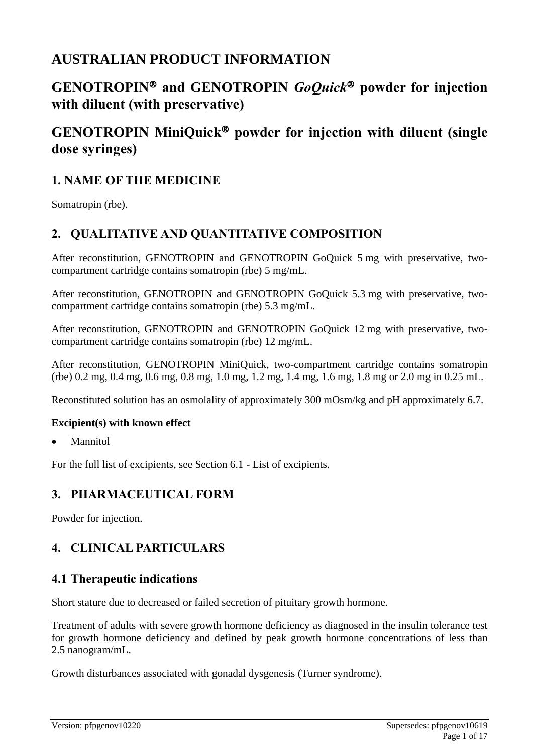# AUSTRALIAN PRODUCT INFORMATION

# GENOTROPIN® and GENOTROPIN *GoQuick*® powder for injection with diluent (with preservative)

# GENOTROPIN MiniQuick® powder for injection with diluent (single dose syringes)

## 1. NAME OF THE MEDICINE

Somatropin (rbe).

## 2. QUALITATIVE AND QUANTITATIVE COMPOSITION

After reconstitution, GENOTROPIN and GENOTROPIN GoQuick 5 mg with preservative, two-compartment cartridge contains somatropin (rbe) 5 mg/mL.

After reconstitution, GENOTROPIN and GENOTROPIN GoQuick 5.3 mg with preservative, two-compartment cartridge contains somatropin (rbe) 5.3 mg/mL.

After reconstitution, GENOTROPIN and GENOTROPIN GoQuick 12 mg with preservative, two-compartment cartridge contains somatropin (rbe) 12 mg/mL.

After reconstitution, GENOTROPIN MiniQuick, two-compartment cartridge contains somatropin (rbe) 0.2 mg, 0.4 mg, 0.6 mg, 0.8 mg, 1.0 mg, 1.2 mg, 1.4 mg, 1.6 mg, 1.8 mg or 2.0 mg in 0.25 mL.

Reconstituted solution has an osmolality of approximately 300 mOsm/kg and pH approximately 6.7.

**Excipient(s) with known effect**

- Mannitol

For the full list of excipients, see Section 6.1 - List of excipients.

## 3. PHARMACEUTICAL FORM

Powder for injection.

## 4. CLINICAL PARTICULARS

### 4.1 Therapeutic indications

Short stature due to decreased or failed secretion of pituitary growth hormone.

Treatment of adults with severe growth hormone deficiency as diagnosed in the insulin tolerance test for growth hormone deficiency and defined by peak growth hormone concentrations of less than 2.5 nanogram/mL.

Growth disturbances associated with gonadal dysgenesis (Turner syndrome).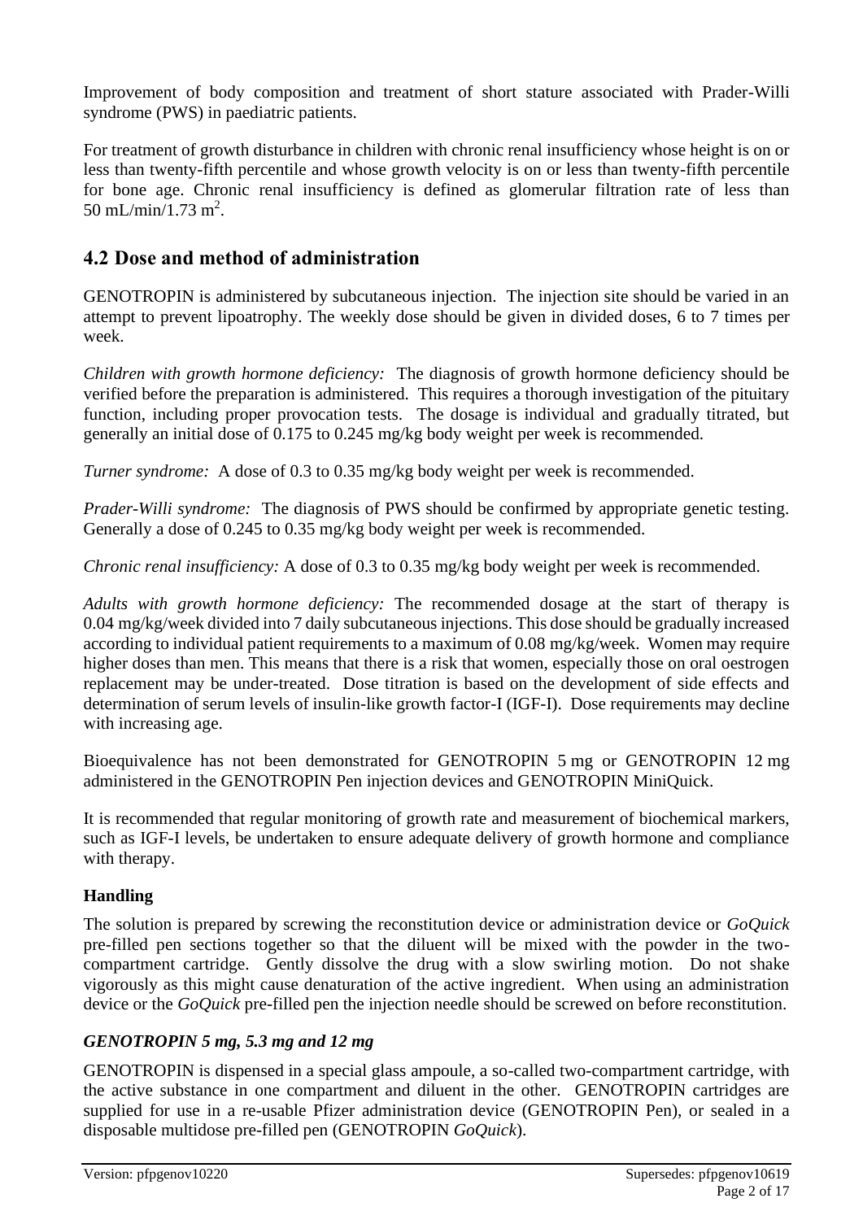Improvement of body composition and treatment of short stature associated with Prader-Willi syndrome (PWS) in paediatric patients.

For treatment of growth disturbance in children with chronic renal insufficiency whose height is on or less than twenty-fifth percentile and whose growth velocity is on or less than twenty-fifth percentile for bone age. Chronic renal insufficiency is defined as glomerular filtration rate of less than 50 mL/min/1.73 $m^2$.

## 4.2 Dose and method of administration

GENOTROPIN is administered by subcutaneous injection. The injection site should be varied in an attempt to prevent lipoatrophy. The weekly dose should be given in divided doses, 6 to 7 times per week.

*Children with growth hormone deficiency:* The diagnosis of growth hormone deficiency should be verified before the preparation is administered. This requires a thorough investigation of the pituitary function, including proper provocation tests. The dosage is individual and gradually titrated, but generally an initial dose of 0.175 to 0.245 mg/kg body weight per week is recommended.

*Turner syndrome:* A dose of 0.3 to 0.35 mg/kg body weight per week is recommended.

*Prader-Willi syndrome:* The diagnosis of PWS should be confirmed by appropriate genetic testing. Generally a dose of 0.245 to 0.35 mg/kg body weight per week is recommended.

*Chronic renal insufficiency:* A dose of 0.3 to 0.35 mg/kg body weight per week is recommended.

*Adults with growth hormone deficiency:* The recommended dosage at the start of therapy is 0.04 mg/kg/week divided into 7 daily subcutaneous injections. This dose should be gradually increased according to individual patient requirements to a maximum of 0.08 mg/kg/week. Women may require higher doses than men. This means that there is a risk that women, especially those on oral oestrogen replacement may be under-treated. Dose titration is based on the development of side effects and determination of serum levels of insulin-like growth factor-I (IGF-I). Dose requirements may decline with increasing age.

Bioequivalence has not been demonstrated for GENOTROPIN 5 mg or GENOTROPIN 12 mg administered in the GENOTROPIN Pen injection devices and GENOTROPIN MiniQuick.

It is recommended that regular monitoring of growth rate and measurement of biochemical markers, such as IGF-I levels, be undertaken to ensure adequate delivery of growth hormone and compliance with therapy.

### Handling

The solution is prepared by screwing the reconstitution device or administration device or *GoQuick* pre-filled pen sections together so that the diluent will be mixed with the powder in the two-compartment cartridge. Gently dissolve the drug with a slow swirling motion. Do not shake vigorously as this might cause denaturation of the active ingredient. When using an administration device or the *GoQuick* pre-filled pen the injection needle should be screwed on before reconstitution.

### *GENOTROPIN 5 mg, 5.3 mg and 12 mg*

GENOTROPIN is dispensed in a special glass ampoule, a so-called two-compartment cartridge, with the active substance in one compartment and diluent in the other. GENOTROPIN cartridges are supplied for use in a re-usable Pfizer administration device (GENOTROPIN Pen), or sealed in a disposable multidose pre-filled pen (GENOTROPIN *GoQuick*).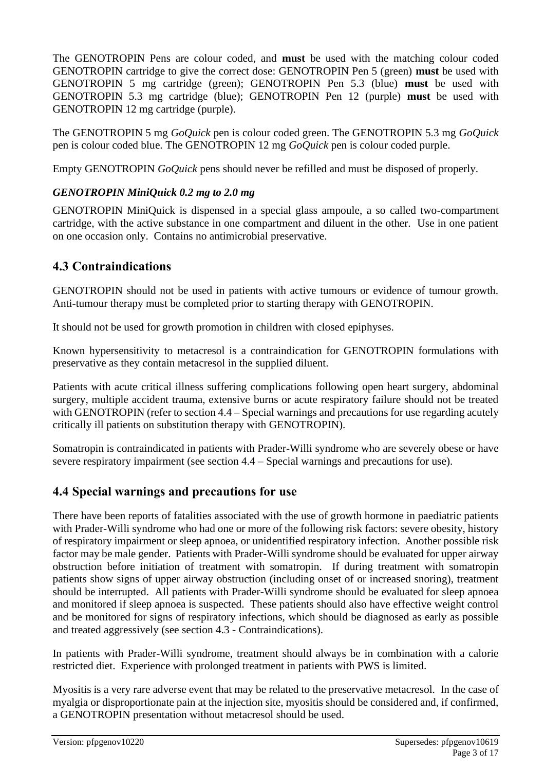The GENOTROPIN Pens are colour coded, and **must** be used with the matching colour coded GENOTROPIN cartridge to give the correct dose: GENOTROPIN Pen 5 (green) **must** be used with GENOTROPIN 5 mg cartridge (green); GENOTROPIN Pen 5.3 (blue) **must** be used with GENOTROPIN 5.3 mg cartridge (blue); GENOTROPIN Pen 12 (purple) **must** be used with GENOTROPIN 12 mg cartridge (purple).

The GENOTROPIN 5 mg *GoQuick* pen is colour coded green. The GENOTROPIN 5.3 mg *GoQuick* pen is colour coded blue. The GENOTROPIN 12 mg *GoQuick* pen is colour coded purple.

Empty GENOTROPIN *GoQuick* pens should never be refilled and must be disposed of properly.

### *GENOTROPIN MiniQuick 0.2 mg to 2.0 mg*

GENOTROPIN MiniQuick is dispensed in a special glass ampoule, a so called two-compartment cartridge, with the active substance in one compartment and diluent in the other. Use in one patient on one occasion only. Contains no antimicrobial preservative.

## 4.3 Contraindications

GENOTROPIN should not be used in patients with active tumours or evidence of tumour growth. Anti-tumour therapy must be completed prior to starting therapy with GENOTROPIN.

It should not be used for growth promotion in children with closed epiphyses.

Known hypersensitivity to metacresol is a contraindication for GENOTROPIN formulations with preservative as they contain metacresol in the supplied diluent.

Patients with acute critical illness suffering complications following open heart surgery, abdominal surgery, multiple accident trauma, extensive burns or acute respiratory failure should not be treated with GENOTROPIN (refer to section 4.4 – Special warnings and precautions for use regarding acutely critically ill patients on substitution therapy with GENOTROPIN).

Somatropin is contraindicated in patients with Prader-Willi syndrome who are severely obese or have severe respiratory impairment (see section 4.4 – Special warnings and precautions for use).

## 4.4 Special warnings and precautions for use

There have been reports of fatalities associated with the use of growth hormone in paediatric patients with Prader-Willi syndrome who had one or more of the following risk factors: severe obesity, history of respiratory impairment or sleep apnoea, or unidentified respiratory infection. Another possible risk factor may be male gender. Patients with Prader-Willi syndrome should be evaluated for upper airway obstruction before initiation of treatment with somatropin. If during treatment with somatropin patients show signs of upper airway obstruction (including onset of or increased snoring), treatment should be interrupted. All patients with Prader-Willi syndrome should be evaluated for sleep apnoea and monitored if sleep apnoea is suspected. These patients should also have effective weight control and be monitored for signs of respiratory infections, which should be diagnosed as early as possible and treated aggressively (see section 4.3 - Contraindications).

In patients with Prader-Willi syndrome, treatment should always be in combination with a calorie restricted diet. Experience with prolonged treatment in patients with PWS is limited.

Myositis is a very rare adverse event that may be related to the preservative metacresol. In the case of myalgia or disproportionate pain at the injection site, myositis should be considered and, if confirmed, a GENOTROPIN presentation without metacresol should be used.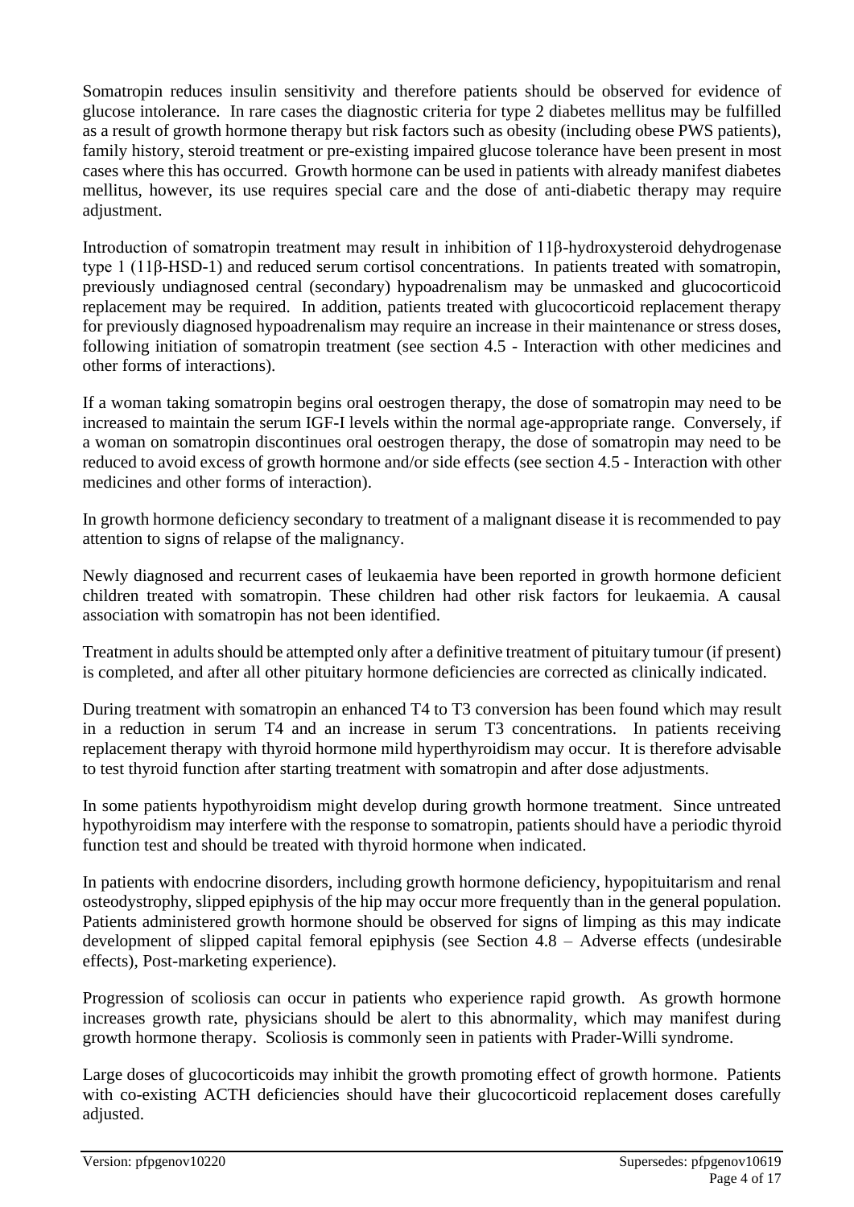Somatropin reduces insulin sensitivity and therefore patients should be observed for evidence of glucose intolerance. In rare cases the diagnostic criteria for type 2 diabetes mellitus may be fulfilled as a result of growth hormone therapy but risk factors such as obesity (including obese PWS patients), family history, steroid treatment or pre-existing impaired glucose tolerance have been present in most cases where this has occurred. Growth hormone can be used in patients with already manifest diabetes mellitus, however, its use requires special care and the dose of anti-diabetic therapy may require adjustment.

Introduction of somatropin treatment may result in inhibition of 11β-hydroxysteroid dehydrogenase type 1 (11β-HSD-1) and reduced serum cortisol concentrations. In patients treated with somatropin, previously undiagnosed central (secondary) hypoadrenalism may be unmasked and glucocorticoid replacement may be required. In addition, patients treated with glucocorticoid replacement therapy for previously diagnosed hypoadrenalism may require an increase in their maintenance or stress doses, following initiation of somatropin treatment (see section 4.5 - Interaction with other medicines and other forms of interactions).

If a woman taking somatropin begins oral oestrogen therapy, the dose of somatropin may need to be increased to maintain the serum IGF-I levels within the normal age-appropriate range. Conversely, if a woman on somatropin discontinues oral oestrogen therapy, the dose of somatropin may need to be reduced to avoid excess of growth hormone and/or side effects (see section 4.5 - Interaction with other medicines and other forms of interaction).

In growth hormone deficiency secondary to treatment of a malignant disease it is recommended to pay attention to signs of relapse of the malignancy.

Newly diagnosed and recurrent cases of leukaemia have been reported in growth hormone deficient children treated with somatropin. These children had other risk factors for leukaemia. A causal association with somatropin has not been identified.

Treatment in adults should be attempted only after a definitive treatment of pituitary tumour (if present) is completed, and after all other pituitary hormone deficiencies are corrected as clinically indicated.

During treatment with somatropin an enhanced T4 to T3 conversion has been found which may result in a reduction in serum T4 and an increase in serum T3 concentrations. In patients receiving replacement therapy with thyroid hormone mild hyperthyroidism may occur. It is therefore advisable to test thyroid function after starting treatment with somatropin and after dose adjustments.

In some patients hypothyroidism might develop during growth hormone treatment. Since untreated hypothyroidism may interfere with the response to somatropin, patients should have a periodic thyroid function test and should be treated with thyroid hormone when indicated.

In patients with endocrine disorders, including growth hormone deficiency, hypopituitarism and renal osteodystrophy, slipped epiphysis of the hip may occur more frequently than in the general population. Patients administered growth hormone should be observed for signs of limping as this may indicate development of slipped capital femoral epiphysis (see Section 4.8 – Adverse effects (undesirable effects), Post-marketing experience).

Progression of scoliosis can occur in patients who experience rapid growth. As growth hormone increases growth rate, physicians should be alert to this abnormality, which may manifest during growth hormone therapy. Scoliosis is commonly seen in patients with Prader-Willi syndrome.

Large doses of glucocorticoids may inhibit the growth promoting effect of growth hormone. Patients with co-existing ACTH deficiencies should have their glucocorticoid replacement doses carefully adjusted.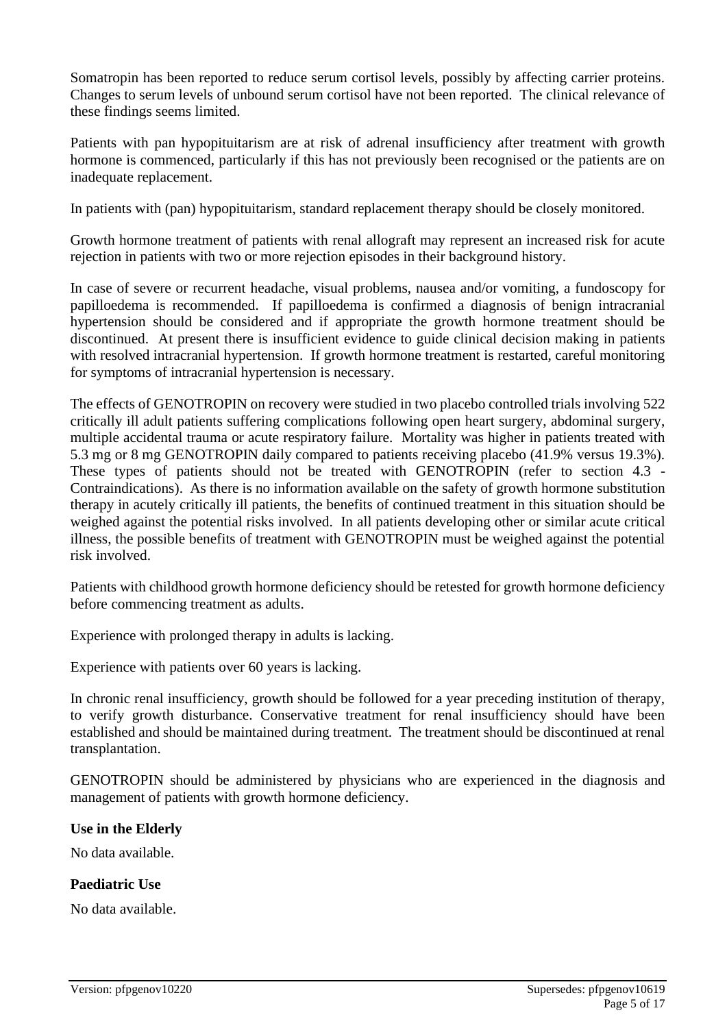Somatropin has been reported to reduce serum cortisol levels, possibly by affecting carrier proteins. Changes to serum levels of unbound serum cortisol have not been reported. The clinical relevance of these findings seems limited.

Patients with pan hypopituitarism are at risk of adrenal insufficiency after treatment with growth hormone is commenced, particularly if this has not previously been recognised or the patients are on inadequate replacement.

In patients with (pan) hypopituitarism, standard replacement therapy should be closely monitored.

Growth hormone treatment of patients with renal allograft may represent an increased risk for acute rejection in patients with two or more rejection episodes in their background history.

In case of severe or recurrent headache, visual problems, nausea and/or vomiting, a fundoscopy for papilloedema is recommended. If papilloedema is confirmed a diagnosis of benign intracranial hypertension should be considered and if appropriate the growth hormone treatment should be discontinued. At present there is insufficient evidence to guide clinical decision making in patients with resolved intracranial hypertension. If growth hormone treatment is restarted, careful monitoring for symptoms of intracranial hypertension is necessary.

The effects of GENOTROPIN on recovery were studied in two placebo controlled trials involving 522 critically ill adult patients suffering complications following open heart surgery, abdominal surgery, multiple accidental trauma or acute respiratory failure. Mortality was higher in patients treated with 5.3 mg or 8 mg GENOTROPIN daily compared to patients receiving placebo (41.9% versus 19.3%). These types of patients should not be treated with GENOTROPIN (refer to section 4.3 - Contraindications). As there is no information available on the safety of growth hormone substitution therapy in acutely critically ill patients, the benefits of continued treatment in this situation should be weighed against the potential risks involved. In all patients developing other or similar acute critical illness, the possible benefits of treatment with GENOTROPIN must be weighed against the potential risk involved.

Patients with childhood growth hormone deficiency should be retested for growth hormone deficiency before commencing treatment as adults.

Experience with prolonged therapy in adults is lacking.

Experience with patients over 60 years is lacking.

In chronic renal insufficiency, growth should be followed for a year preceding institution of therapy, to verify growth disturbance. Conservative treatment for renal insufficiency should have been established and should be maintained during treatment. The treatment should be discontinued at renal transplantation.

GENOTROPIN should be administered by physicians who are experienced in the diagnosis and management of patients with growth hormone deficiency.

**Use in the Elderly**

No data available.

**Paediatric Use**

No data available.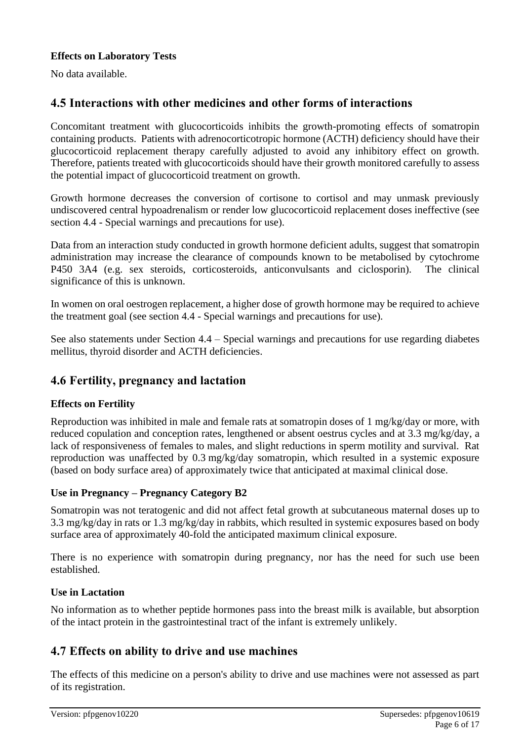### Effects on Laboratory Tests

No data available.

## 4.5 Interactions with other medicines and other forms of interactions

Concomitant treatment with glucocorticoids inhibits the growth-promoting effects of somatropin containing products. Patients with adrenocorticotropic hormone (ACTH) deficiency should have their glucocorticoid replacement therapy carefully adjusted to avoid any inhibitory effect on growth. Therefore, patients treated with glucocorticoids should have their growth monitored carefully to assess the potential impact of glucocorticoid treatment on growth.

Growth hormone decreases the conversion of cortisone to cortisol and may unmask previously undiscovered central hypoadrenalism or render low glucocorticoid replacement doses ineffective (see section 4.4 - Special warnings and precautions for use).

Data from an interaction study conducted in growth hormone deficient adults, suggest that somatropin administration may increase the clearance of compounds known to be metabolised by cytochrome P450 3A4 (e.g. sex steroids, corticosteroids, anticonvulsants and ciclosporin). The clinical significance of this is unknown.

In women on oral oestrogen replacement, a higher dose of growth hormone may be required to achieve the treatment goal (see section 4.4 - Special warnings and precautions for use).

See also statements under Section 4.4 – Special warnings and precautions for use regarding diabetes mellitus, thyroid disorder and ACTH deficiencies.

## 4.6 Fertility, pregnancy and lactation

### Effects on Fertility

Reproduction was inhibited in male and female rats at somatropin doses of 1 mg/kg/day or more, with reduced copulation and conception rates, lengthened or absent oestrus cycles and at 3.3 mg/kg/day, a lack of responsiveness of females to males, and slight reductions in sperm motility and survival. Rat reproduction was unaffected by 0.3 mg/kg/day somatropin, which resulted in a systemic exposure (based on body surface area) of approximately twice that anticipated at maximal clinical dose.

### Use in Pregnancy – Pregnancy Category B2

Somatropin was not teratogenic and did not affect fetal growth at subcutaneous maternal doses up to 3.3 mg/kg/day in rats or 1.3 mg/kg/day in rabbits, which resulted in systemic exposures based on body surface area of approximately 40-fold the anticipated maximum clinical exposure.

There is no experience with somatropin during pregnancy, nor has the need for such use been established.

### Use in Lactation

No information as to whether peptide hormones pass into the breast milk is available, but absorption of the intact protein in the gastrointestinal tract of the infant is extremely unlikely.

## 4.7 Effects on ability to drive and use machines

The effects of this medicine on a person's ability to drive and use machines were not assessed as part of its registration.

Version: pfpgenov10220 Supersedes: pfpgenov10619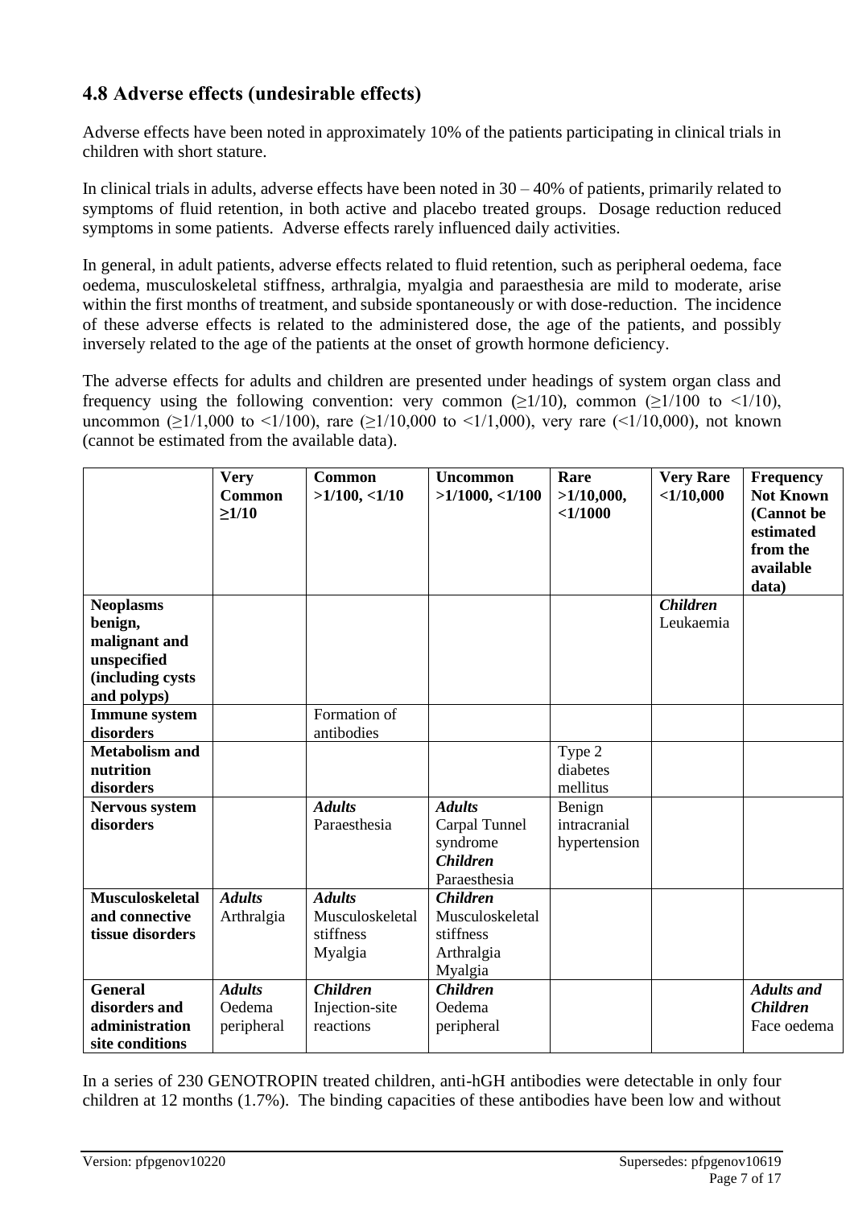## 4.8 Adverse effects (undesirable effects)

Adverse effects have been noted in approximately 10% of the patients participating in clinical trials in children with short stature.

In clinical trials in adults, adverse effects have been noted in 30 – 40% of patients, primarily related to symptoms of fluid retention, in both active and placebo treated groups. Dosage reduction reduced symptoms in some patients. Adverse effects rarely influenced daily activities.

In general, in adult patients, adverse effects related to fluid retention, such as peripheral oedema, face oedema, musculoskeletal stiffness, arthralgia, myalgia and paraesthesia are mild to moderate, arise within the first months of treatment, and subside spontaneously or with dose-reduction. The incidence of these adverse effects is related to the administered dose, the age of the patients, and possibly inversely related to the age of the patients at the onset of growth hormone deficiency.

The adverse effects for adults and children are presented under headings of system organ class and frequency using the following convention: very common (≥1/10), common (≥1/100 to <1/10), uncommon (≥1/1,000 to <1/100), rare (≥1/10,000 to <1/1,000), very rare (<1/10,000), not known (cannot be estimated from the available data).

| | **Very Common ≥1/10** | **Common >1/100, <1/10** | **Uncommon >1/1000, <1/100** | **Rare >1/10,000, <1/1000** | **Very Rare <1/10,000** | **Frequency Not Known (Cannot be estimated from the available data)** |
|---|---|---|---|---|---|---|
| **Neoplasms benign, malignant and unspecified (including cysts and polyps)** | | | | | ***Children*** Leukaemia | |
| **Immune system disorders** | | Formation of antibodies | | | | |
| **Metabolism and nutrition disorders** | | | | Type 2 diabetes mellitus | | |
| **Nervous system disorders** | | ***Adults*** Paraesthesia | ***Adults*** Carpal Tunnel syndrome ***Children*** Paraesthesia | Benign intracranial hypertension | | |
| **Musculoskeletal and connective tissue disorders** | ***Adults*** Arthralgia | ***Adults*** Musculoskeletal stiffness Myalgia | ***Children*** Musculoskeletal stiffness Arthralgia Myalgia | | | |
| **General disorders and administration site conditions** | ***Adults*** Oedema peripheral | ***Children*** Injection-site reactions | ***Children*** Oedema peripheral | | | ***Adults and Children*** Face oedema |

In a series of 230 GENOTROPIN treated children, anti-hGH antibodies were detectable in only four children at 12 months (1.7%). The binding capacities of these antibodies have been low and without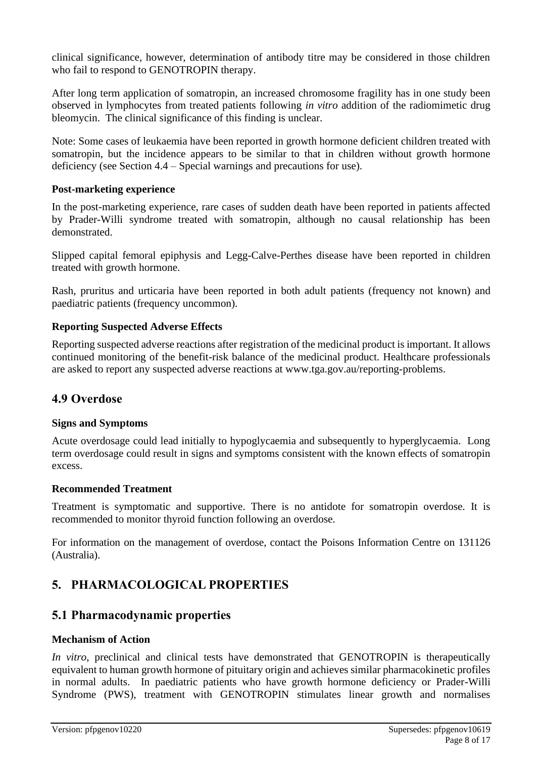clinical significance, however, determination of antibody titre may be considered in those children who fail to respond to GENOTROPIN therapy.

After long term application of somatropin, an increased chromosome fragility has in one study been observed in lymphocytes from treated patients following *in vitro* addition of the radiomimetic drug bleomycin. The clinical significance of this finding is unclear.

Note: Some cases of leukaemia have been reported in growth hormone deficient children treated with somatropin, but the incidence appears to be similar to that in children without growth hormone deficiency (see Section 4.4 – Special warnings and precautions for use).

**Post-marketing experience**

In the post-marketing experience, rare cases of sudden death have been reported in patients affected by Prader-Willi syndrome treated with somatropin, although no causal relationship has been demonstrated.

Slipped capital femoral epiphysis and Legg-Calve-Perthes disease have been reported in children treated with growth hormone.

Rash, pruritus and urticaria have been reported in both adult patients (frequency not known) and paediatric patients (frequency uncommon).

**Reporting Suspected Adverse Effects**

Reporting suspected adverse reactions after registration of the medicinal product is important. It allows continued monitoring of the benefit-risk balance of the medicinal product. Healthcare professionals are asked to report any suspected adverse reactions at www.tga.gov.au/reporting-problems.

## 4.9 Overdose

**Signs and Symptoms**

Acute overdosage could lead initially to hypoglycaemia and subsequently to hyperglycaemia. Long term overdosage could result in signs and symptoms consistent with the known effects of somatropin excess.

**Recommended Treatment**

Treatment is symptomatic and supportive. There is no antidote for somatropin overdose. It is recommended to monitor thyroid function following an overdose.

For information on the management of overdose, contact the Poisons Information Centre on 131126 (Australia).

# 5. PHARMACOLOGICAL PROPERTIES

## 5.1 Pharmacodynamic properties

**Mechanism of Action**

*In vitro*, preclinical and clinical tests have demonstrated that GENOTROPIN is therapeutically equivalent to human growth hormone of pituitary origin and achieves similar pharmacokinetic profiles in normal adults. In paediatric patients who have growth hormone deficiency or Prader-Willi Syndrome (PWS), treatment with GENOTROPIN stimulates linear growth and normalises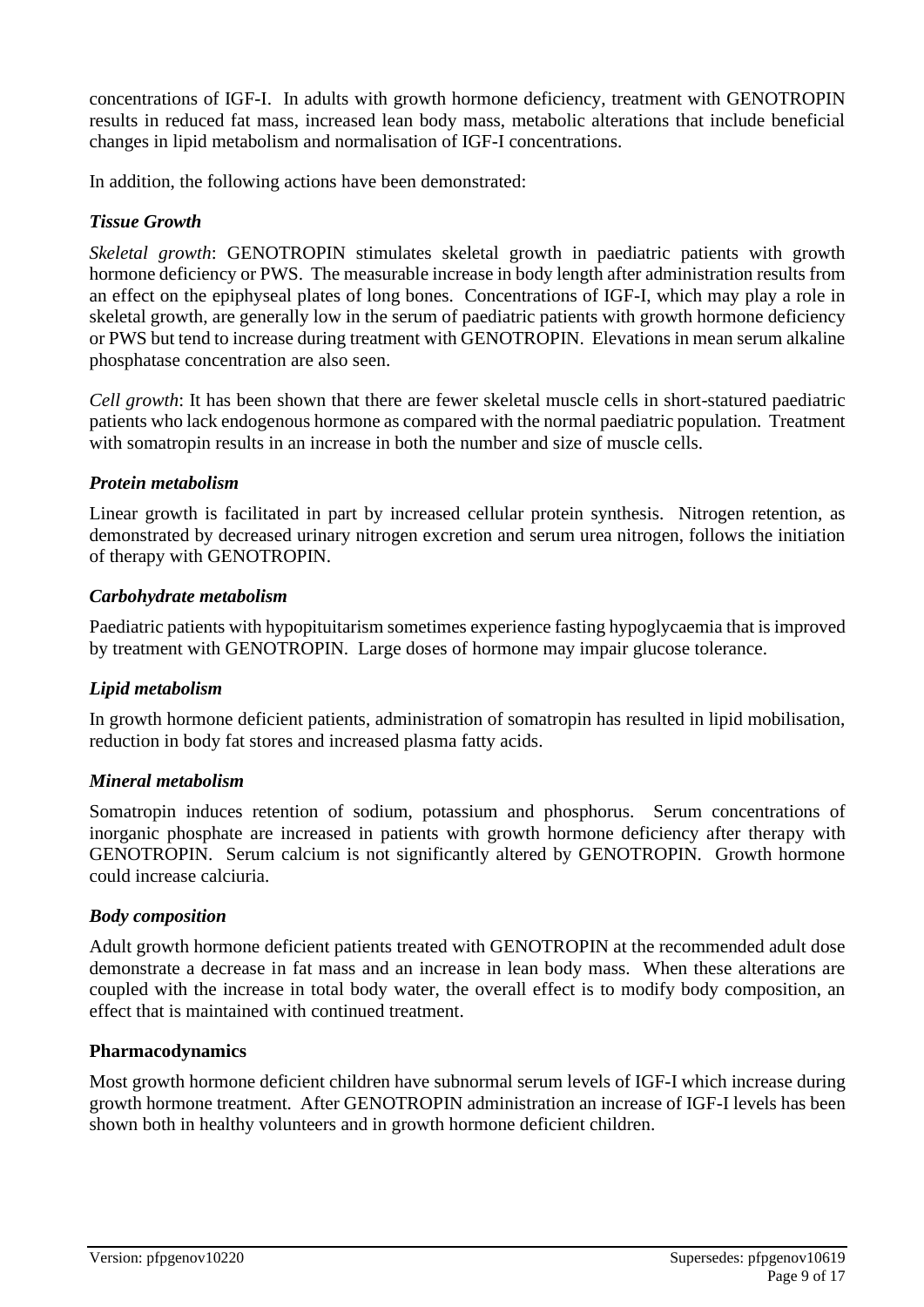concentrations of IGF-I. In adults with growth hormone deficiency, treatment with GENOTROPIN results in reduced fat mass, increased lean body mass, metabolic alterations that include beneficial changes in lipid metabolism and normalisation of IGF-I concentrations.

In addition, the following actions have been demonstrated:

### *Tissue Growth*

*Skeletal growth*: GENOTROPIN stimulates skeletal growth in paediatric patients with growth hormone deficiency or PWS. The measurable increase in body length after administration results from an effect on the epiphyseal plates of long bones. Concentrations of IGF-I, which may play a role in skeletal growth, are generally low in the serum of paediatric patients with growth hormone deficiency or PWS but tend to increase during treatment with GENOTROPIN. Elevations in mean serum alkaline phosphatase concentration are also seen.

*Cell growth*: It has been shown that there are fewer skeletal muscle cells in short-statured paediatric patients who lack endogenous hormone as compared with the normal paediatric population. Treatment with somatropin results in an increase in both the number and size of muscle cells.

### *Protein metabolism*

Linear growth is facilitated in part by increased cellular protein synthesis. Nitrogen retention, as demonstrated by decreased urinary nitrogen excretion and serum urea nitrogen, follows the initiation of therapy with GENOTROPIN.

### *Carbohydrate metabolism*

Paediatric patients with hypopituitarism sometimes experience fasting hypoglycaemia that is improved by treatment with GENOTROPIN. Large doses of hormone may impair glucose tolerance.

### *Lipid metabolism*

In growth hormone deficient patients, administration of somatropin has resulted in lipid mobilisation, reduction in body fat stores and increased plasma fatty acids.

### *Mineral metabolism*

Somatropin induces retention of sodium, potassium and phosphorus. Serum concentrations of inorganic phosphate are increased in patients with growth hormone deficiency after therapy with GENOTROPIN. Serum calcium is not significantly altered by GENOTROPIN. Growth hormone could increase calciuria.

### *Body composition*

Adult growth hormone deficient patients treated with GENOTROPIN at the recommended adult dose demonstrate a decrease in fat mass and an increase in lean body mass. When these alterations are coupled with the increase in total body water, the overall effect is to modify body composition, an effect that is maintained with continued treatment.

### Pharmacodynamics

Most growth hormone deficient children have subnormal serum levels of IGF-I which increase during growth hormone treatment. After GENOTROPIN administration an increase of IGF-I levels has been shown both in healthy volunteers and in growth hormone deficient children.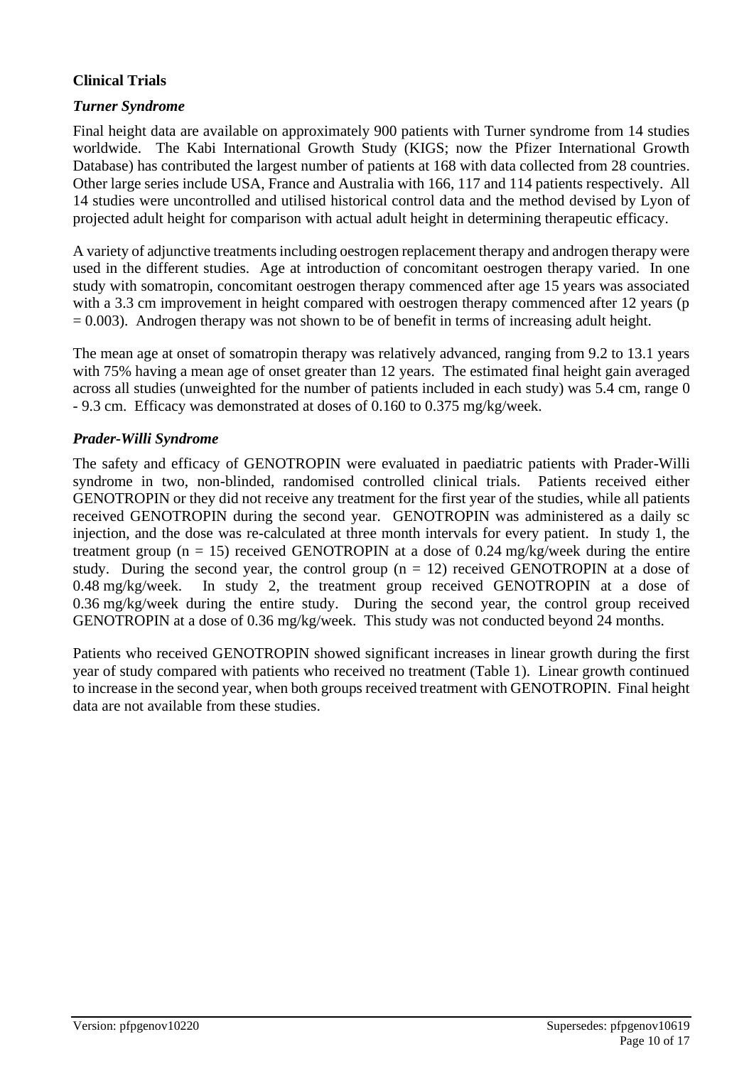## Clinical Trials

### *Turner Syndrome*

Final height data are available on approximately 900 patients with Turner syndrome from 14 studies worldwide. The Kabi International Growth Study (KIGS; now the Pfizer International Growth Database) has contributed the largest number of patients at 168 with data collected from 28 countries. Other large series include USA, France and Australia with 166, 117 and 114 patients respectively. All 14 studies were uncontrolled and utilised historical control data and the method devised by Lyon of projected adult height for comparison with actual adult height in determining therapeutic efficacy.

A variety of adjunctive treatments including oestrogen replacement therapy and androgen therapy were used in the different studies. Age at introduction of concomitant oestrogen therapy varied. In one study with somatropin, concomitant oestrogen therapy commenced after age 15 years was associated with a 3.3 cm improvement in height compared with oestrogen therapy commenced after 12 years ($p = 0.003$). Androgen therapy was not shown to be of benefit in terms of increasing adult height.

The mean age at onset of somatropin therapy was relatively advanced, ranging from 9.2 to 13.1 years with 75% having a mean age of onset greater than 12 years. The estimated final height gain averaged across all studies (unweighted for the number of patients included in each study) was 5.4 cm, range 0 - 9.3 cm. Efficacy was demonstrated at doses of 0.160 to 0.375 mg/kg/week.

### *Prader-Willi Syndrome*

The safety and efficacy of GENOTROPIN were evaluated in paediatric patients with Prader-Willi syndrome in two, non-blinded, randomised controlled clinical trials. Patients received either GENOTROPIN or they did not receive any treatment for the first year of the studies, while all patients received GENOTROPIN during the second year. GENOTROPIN was administered as a daily sc injection, and the dose was re-calculated at three month intervals for every patient. In study 1, the treatment group ($n = 15$) received GENOTROPIN at a dose of 0.24 mg/kg/week during the entire study. During the second year, the control group ($n = 12$) received GENOTROPIN at a dose of 0.48 mg/kg/week. In study 2, the treatment group received GENOTROPIN at a dose of 0.36 mg/kg/week during the entire study. During the second year, the control group received GENOTROPIN at a dose of 0.36 mg/kg/week. This study was not conducted beyond 24 months.

Patients who received GENOTROPIN showed significant increases in linear growth during the first year of study compared with patients who received no treatment (Table 1). Linear growth continued to increase in the second year, when both groups received treatment with GENOTROPIN. Final height data are not available from these studies.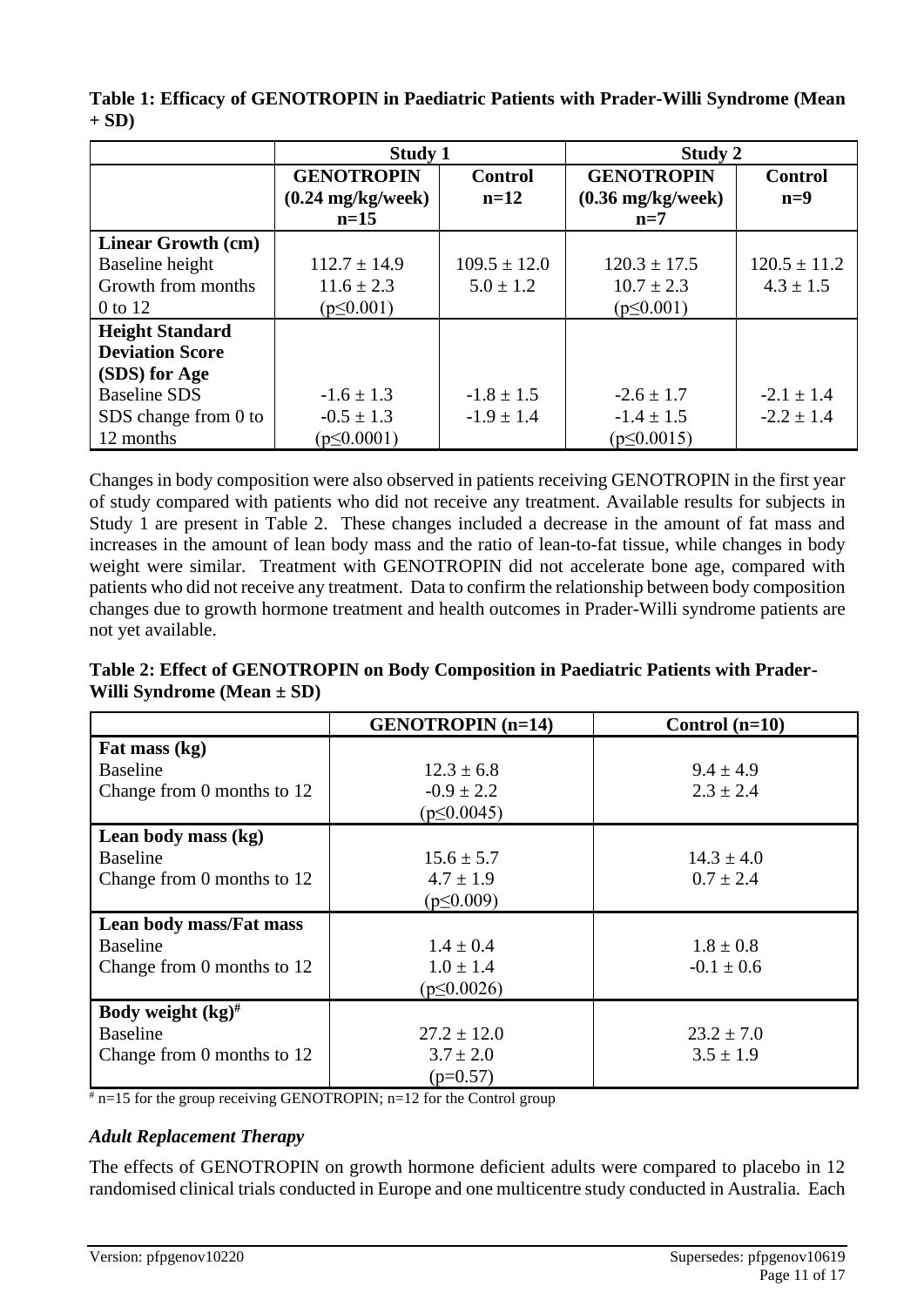**Table 1: Efficacy of GENOTROPIN in Paediatric Patients with Prader-Willi Syndrome (Mean + SD)**

| | Study 1 | | Study 2 | |
|---|---|---|---|---|
| | GENOTROPIN (0.24 mg/kg/week) n=15 | Control n=12 | GENOTROPIN (0.36 mg/kg/week) n=7 | Control n=9 |
| **Linear Growth (cm)** | | | | |
| Baseline height | 112.7 ± 14.9 | 109.5 ± 12.0 | 120.3 ± 17.5 | 120.5 ± 11.2 |
| Growth from months 0 to 12 | 11.6 ± 2.3 ($p \leq 0.001$) | 5.0 ± 1.2 | 10.7 ± 2.3 ($p \leq 0.001$) | 4.3 ± 1.5 |
| **Height Standard Deviation Score (SDS) for Age** | | | | |
| Baseline SDS | -1.6 ± 1.3 | -1.8 ± 1.5 | -2.6 ± 1.7 | -2.1 ± 1.4 |
| SDS change from 0 to 12 months | -0.5 ± 1.3 ($p \leq 0.0001$) | -1.9 ± 1.4 | -1.4 ± 1.5 ($p \leq 0.0015$) | -2.2 ± 1.4 |

Changes in body composition were also observed in patients receiving GENOTROPIN in the first year of study compared with patients who did not receive any treatment. Available results for subjects in Study 1 are present in Table 2. These changes included a decrease in the amount of fat mass and increases in the amount of lean body mass and the ratio of lean-to-fat tissue, while changes in body weight were similar. Treatment with GENOTROPIN did not accelerate bone age, compared with patients who did not receive any treatment. Data to confirm the relationship between body composition changes due to growth hormone treatment and health outcomes in Prader-Willi syndrome patients are not yet available.

**Table 2: Effect of GENOTROPIN on Body Composition in Paediatric Patients with Prader-Willi Syndrome (Mean ± SD)**

| | GENOTROPIN (n=14) | Control (n=10) |
|---|---|---|
| **Fat mass (kg)** | | |
| Baseline | 12.3 ± 6.8 | 9.4 ± 4.9 |
| Change from 0 months to 12 | -0.9 ± 2.2 ($p \leq 0.0045$) | 2.3 ± 2.4 |
| **Lean body mass (kg)** | | |
| Baseline | 15.6 ± 5.7 | 14.3 ± 4.0 |
| Change from 0 months to 12 | 4.7 ± 1.9 ($p \leq 0.009$) | 0.7 ± 2.4 |
| **Lean body mass/Fat mass** | | |
| Baseline | 1.4 ± 0.4 | 1.8 ± 0.8 |
| Change from 0 months to 12 | 1.0 ± 1.4 ($p \leq 0.0026$) | -0.1 ± 0.6 |
| **Body weight (kg)#** | | |
| Baseline | 27.2 ± 12.0 | 23.2 ± 7.0 |
| Change from 0 months to 12 | 3.7 ± 2.0 ($p = 0.57$) | 3.5 ± 1.9 |

# n=15 for the group receiving GENOTROPIN; n=12 for the Control group

### *Adult Replacement Therapy*

The effects of GENOTROPIN on growth hormone deficient adults were compared to placebo in 12 randomised clinical trials conducted in Europe and one multicentre study conducted in Australia. Each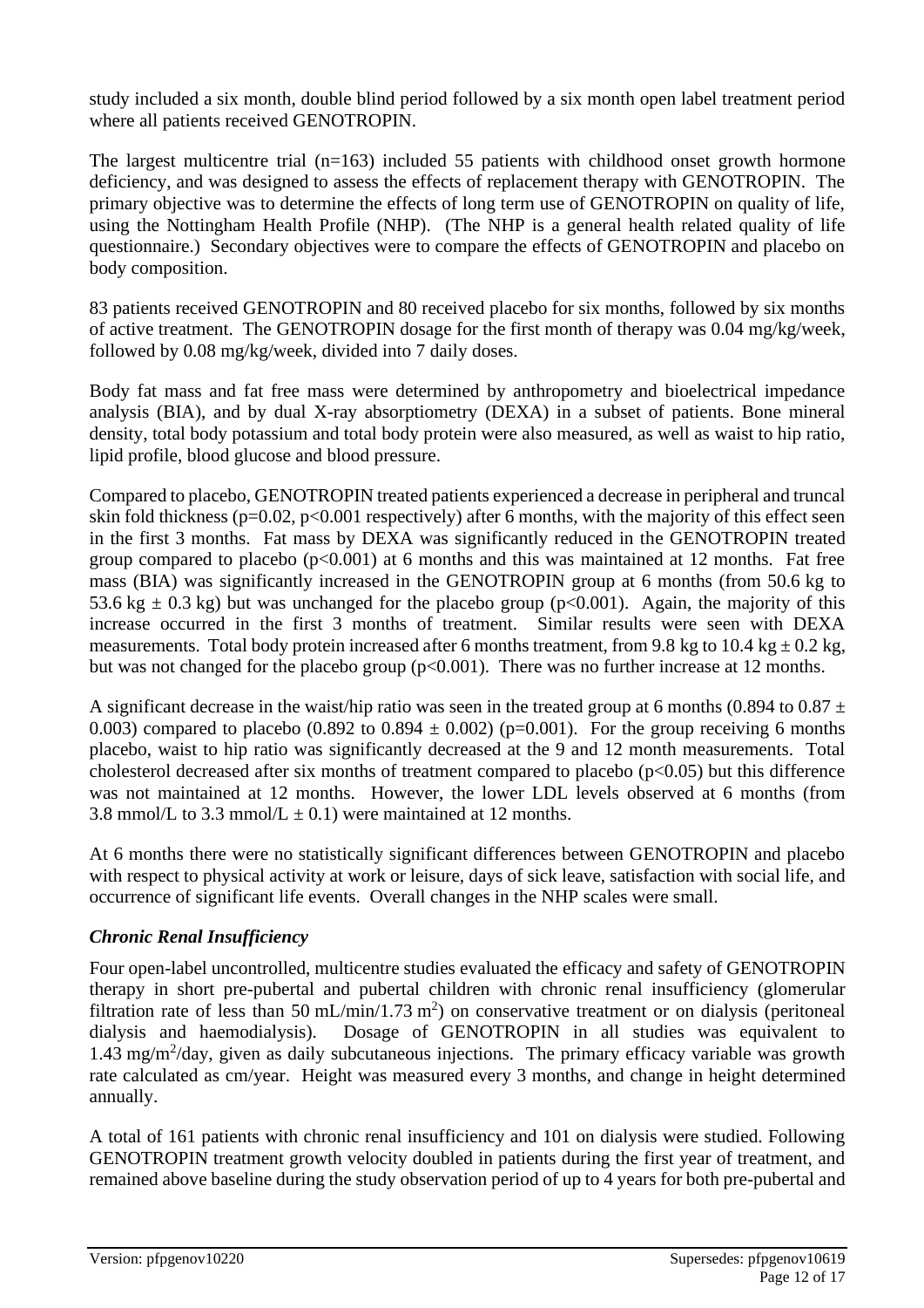study included a six month, double blind period followed by a six month open label treatment period where all patients received GENOTROPIN.

The largest multicentre trial (n=163) included 55 patients with childhood onset growth hormone deficiency, and was designed to assess the effects of replacement therapy with GENOTROPIN. The primary objective was to determine the effects of long term use of GENOTROPIN on quality of life, using the Nottingham Health Profile (NHP). (The NHP is a general health related quality of life questionnaire.) Secondary objectives were to compare the effects of GENOTROPIN and placebo on body composition.

83 patients received GENOTROPIN and 80 received placebo for six months, followed by six months of active treatment. The GENOTROPIN dosage for the first month of therapy was 0.04 mg/kg/week, followed by 0.08 mg/kg/week, divided into 7 daily doses.

Body fat mass and fat free mass were determined by anthropometry and bioelectrical impedance analysis (BIA), and by dual X-ray absorptiometry (DEXA) in a subset of patients. Bone mineral density, total body potassium and total body protein were also measured, as well as waist to hip ratio, lipid profile, blood glucose and blood pressure.

Compared to placebo, GENOTROPIN treated patients experienced a decrease in peripheral and truncal skin fold thickness ($p=0.02$, $p<0.001$ respectively) after 6 months, with the majority of this effect seen in the first 3 months. Fat mass by DEXA was significantly reduced in the GENOTROPIN treated group compared to placebo ($p<0.001$) at 6 months and this was maintained at 12 months. Fat free mass (BIA) was significantly increased in the GENOTROPIN group at 6 months (from 50.6 kg to 53.6 kg ± 0.3 kg) but was unchanged for the placebo group ($p<0.001$). Again, the majority of this increase occurred in the first 3 months of treatment. Similar results were seen with DEXA measurements. Total body protein increased after 6 months treatment, from 9.8 kg to 10.4 kg ± 0.2 kg, but was not changed for the placebo group ($p<0.001$). There was no further increase at 12 months.

A significant decrease in the waist/hip ratio was seen in the treated group at 6 months (0.894 to 0.87 ± 0.003) compared to placebo (0.892 to 0.894 ± 0.002) ($p=0.001$). For the group receiving 6 months placebo, waist to hip ratio was significantly decreased at the 9 and 12 month measurements. Total cholesterol decreased after six months of treatment compared to placebo ($p<0.05$) but this difference was not maintained at 12 months. However, the lower LDL levels observed at 6 months (from 3.8 mmol/L to 3.3 mmol/L ± 0.1) were maintained at 12 months.

At 6 months there were no statistically significant differences between GENOTROPIN and placebo with respect to physical activity at work or leisure, days of sick leave, satisfaction with social life, and occurrence of significant life events. Overall changes in the NHP scales were small.

### *Chronic Renal Insufficiency*

Four open-label uncontrolled, multicentre studies evaluated the efficacy and safety of GENOTROPIN therapy in short pre-pubertal and pubertal children with chronic renal insufficiency (glomerular filtration rate of less than 50 mL/min/1.73 $m^2$) on conservative treatment or on dialysis (peritoneal dialysis and haemodialysis). Dosage of GENOTROPIN in all studies was equivalent to 1.43 mg/$m^2$/day, given as daily subcutaneous injections. The primary efficacy variable was growth rate calculated as cm/year. Height was measured every 3 months, and change in height determined annually.

A total of 161 patients with chronic renal insufficiency and 101 on dialysis were studied. Following GENOTROPIN treatment growth velocity doubled in patients during the first year of treatment, and remained above baseline during the study observation period of up to 4 years for both pre-pubertal and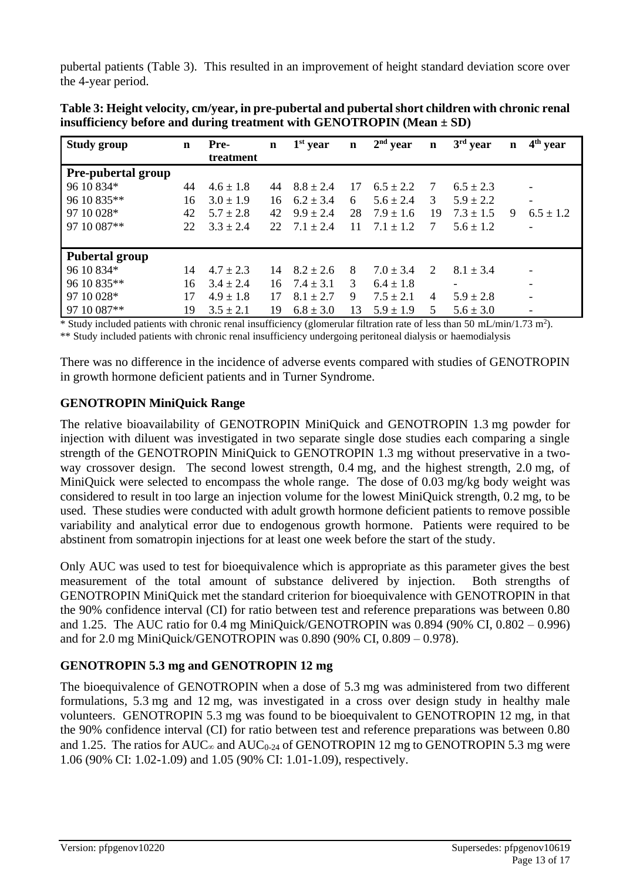pubertal patients (Table 3). This resulted in an improvement of height standard deviation score over the 4-year period.

**Table 3: Height velocity, cm/year, in pre-pubertal and pubertal short children with chronic renal insufficiency before and during treatment with GENOTROPIN (Mean ± SD)**

| Study group | n | Pre-treatment | n | 1st year | n | 2nd year | n | 3rd year | n | 4th year |
|---|---|---|---|---|---|---|---|---|---|---|
| **Pre-pubertal group** | | | | | | | | | | |
| 96 10 834* | 44 | 4.6 ± 1.8 | 44 | 8.8 ± 2.4 | 17 | 6.5 ± 2.2 | 7 | 6.5 ± 2.3 | | - |
| 96 10 835** | 16 | 3.0 ± 1.9 | 16 | 6.2 ± 3.4 | 6 | 5.6 ± 2.4 | 3 | 5.9 ± 2.2 | | - |
| 97 10 028* | 42 | 5.7 ± 2.8 | 42 | 9.9 ± 2.4 | 28 | 7.9 ± 1.6 | 19 | 7.3 ± 1.5 | 9 | 6.5 ± 1.2 |
| 97 10 087** | 22 | 3.3 ± 2.4 | 22 | 7.1 ± 2.4 | 11 | 7.1 ± 1.2 | 7 | 5.6 ± 1.2 | | - |
| **Pubertal group** | | | | | | | | | | |
| 96 10 834* | 14 | 4.7 ± 2.3 | 14 | 8.2 ± 2.6 | 8 | 7.0 ± 3.4 | 2 | 8.1 ± 3.4 | | - |
| 96 10 835** | 16 | 3.4 ± 2.4 | 16 | 7.4 ± 3.1 | 3 | 6.4 ± 1.8 | | - | | - |
| 97 10 028* | 17 | 4.9 ± 1.8 | 17 | 8.1 ± 2.7 | 9 | 7.5 ± 2.1 | 4 | 5.9 ± 2.8 | | - |
| 97 10 087** | 19 | 3.5 ± 2.1 | 19 | 6.8 ± 3.0 | 13 | 5.9 ± 1.9 | 5 | 5.6 ± 3.0 | | - |

* Study included patients with chronic renal insufficiency (glomerular filtration rate of less than 50 mL/min/1.73 $m^2$).

** Study included patients with chronic renal insufficiency undergoing peritoneal dialysis or haemodialysis

There was no difference in the incidence of adverse events compared with studies of GENOTROPIN in growth hormone deficient patients and in Turner Syndrome.

### GENOTROPIN MiniQuick Range

The relative bioavailability of GENOTROPIN MiniQuick and GENOTROPIN 1.3 mg powder for injection with diluent was investigated in two separate single dose studies each comparing a single strength of the GENOTROPIN MiniQuick to GENOTROPIN 1.3 mg without preservative in a two-way crossover design. The second lowest strength, 0.4 mg, and the highest strength, 2.0 mg, of MiniQuick were selected to encompass the whole range. The dose of 0.03 mg/kg body weight was considered to result in too large an injection volume for the lowest MiniQuick strength, 0.2 mg, to be used. These studies were conducted with adult growth hormone deficient patients to remove possible variability and analytical error due to endogenous growth hormone. Patients were required to be abstinent from somatropin injections for at least one week before the start of the study.

Only AUC was used to test for bioequivalence which is appropriate as this parameter gives the best measurement of the total amount of substance delivered by injection. Both strengths of GENOTROPIN MiniQuick met the standard criterion for bioequivalence with GENOTROPIN in that the 90% confidence interval (CI) for ratio between test and reference preparations was between 0.80 and 1.25. The AUC ratio for 0.4 mg MiniQuick/GENOTROPIN was 0.894 (90% CI, 0.802 – 0.996) and for 2.0 mg MiniQuick/GENOTROPIN was 0.890 (90% CI, 0.809 – 0.978).

### GENOTROPIN 5.3 mg and GENOTROPIN 12 mg

The bioequivalence of GENOTROPIN when a dose of 5.3 mg was administered from two different formulations, 5.3 mg and 12 mg, was investigated in a cross over design study in healthy male volunteers. GENOTROPIN 5.3 mg was found to be bioequivalent to GENOTROPIN 12 mg, in that the 90% confidence interval (CI) for ratio between test and reference preparations was between 0.80 and 1.25. The ratios for $AUC_{\infty}$ and $AUC_{0-24}$ of GENOTROPIN 12 mg to GENOTROPIN 5.3 mg were 1.06 (90% CI: 1.02-1.09) and 1.05 (90% CI: 1.01-1.09), respectively.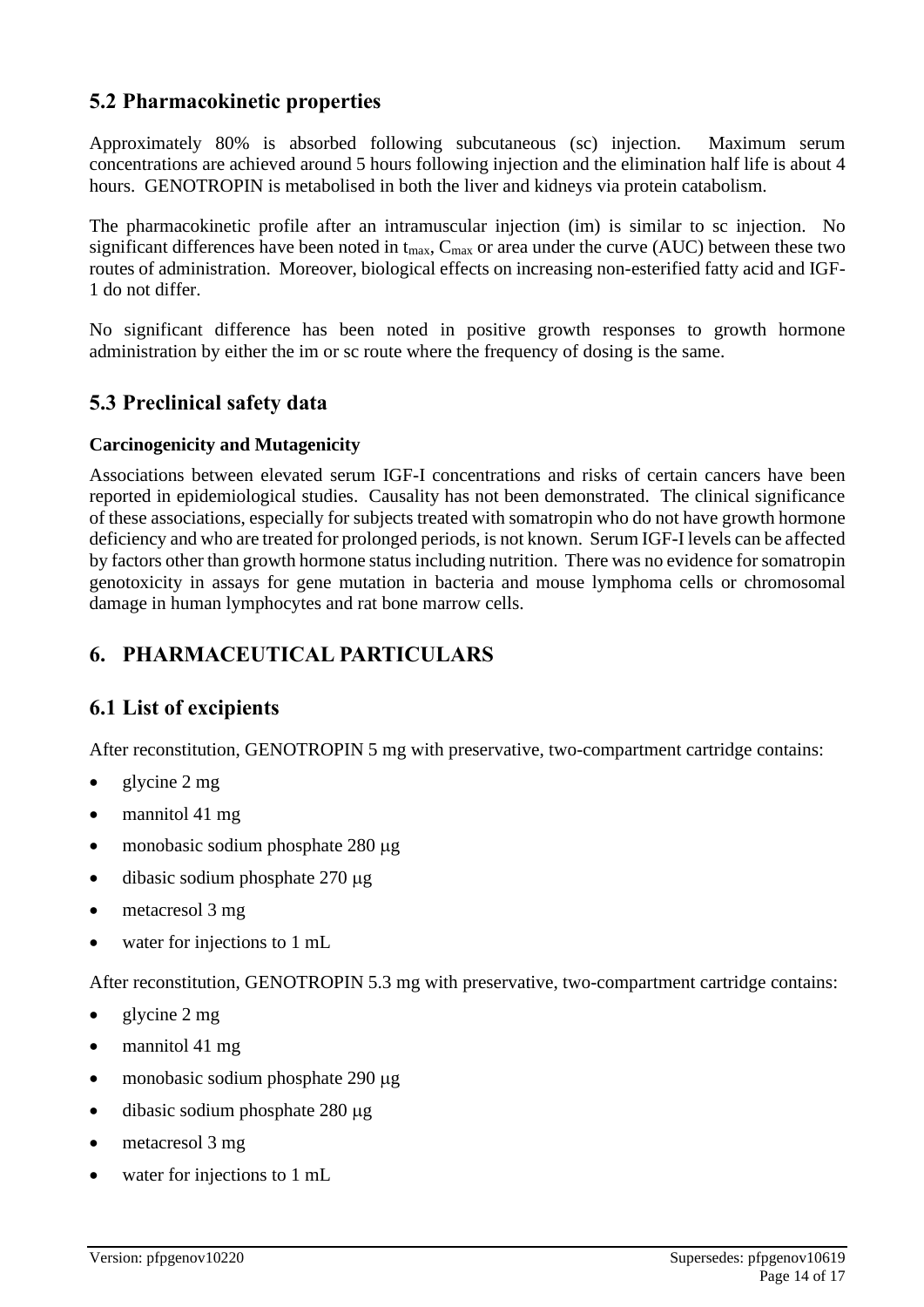## 5.2 Pharmacokinetic properties

Approximately 80% is absorbed following subcutaneous (sc) injection. Maximum serum concentrations are achieved around 5 hours following injection and the elimination half life is about 4 hours. GENOTROPIN is metabolised in both the liver and kidneys via protein catabolism.

The pharmacokinetic profile after an intramuscular injection (im) is similar to sc injection. No significant differences have been noted in $t_{max}$, $C_{max}$ or area under the curve (AUC) between these two routes of administration. Moreover, biological effects on increasing non-esterified fatty acid and IGF-1 do not differ.

No significant difference has been noted in positive growth responses to growth hormone administration by either the im or sc route where the frequency of dosing is the same.

## 5.3 Preclinical safety data

**Carcinogenicity and Mutagenicity**

Associations between elevated serum IGF-I concentrations and risks of certain cancers have been reported in epidemiological studies. Causality has not been demonstrated. The clinical significance of these associations, especially for subjects treated with somatropin who do not have growth hormone deficiency and who are treated for prolonged periods, is not known. Serum IGF-I levels can be affected by factors other than growth hormone status including nutrition. There was no evidence for somatropin genotoxicity in assays for gene mutation in bacteria and mouse lymphoma cells or chromosomal damage in human lymphocytes and rat bone marrow cells.

# 6. PHARMACEUTICAL PARTICULARS

## 6.1 List of excipients

After reconstitution, GENOTROPIN 5 mg with preservative, two-compartment cartridge contains:

- glycine 2 mg
- mannitol 41 mg
- monobasic sodium phosphate 280 μg
- dibasic sodium phosphate 270 μg
- metacresol 3 mg
- water for injections to 1 mL

After reconstitution, GENOTROPIN 5.3 mg with preservative, two-compartment cartridge contains:

- glycine 2 mg
- mannitol 41 mg
- monobasic sodium phosphate 290 μg
- dibasic sodium phosphate 280 μg
- metacresol 3 mg
- water for injections to 1 mL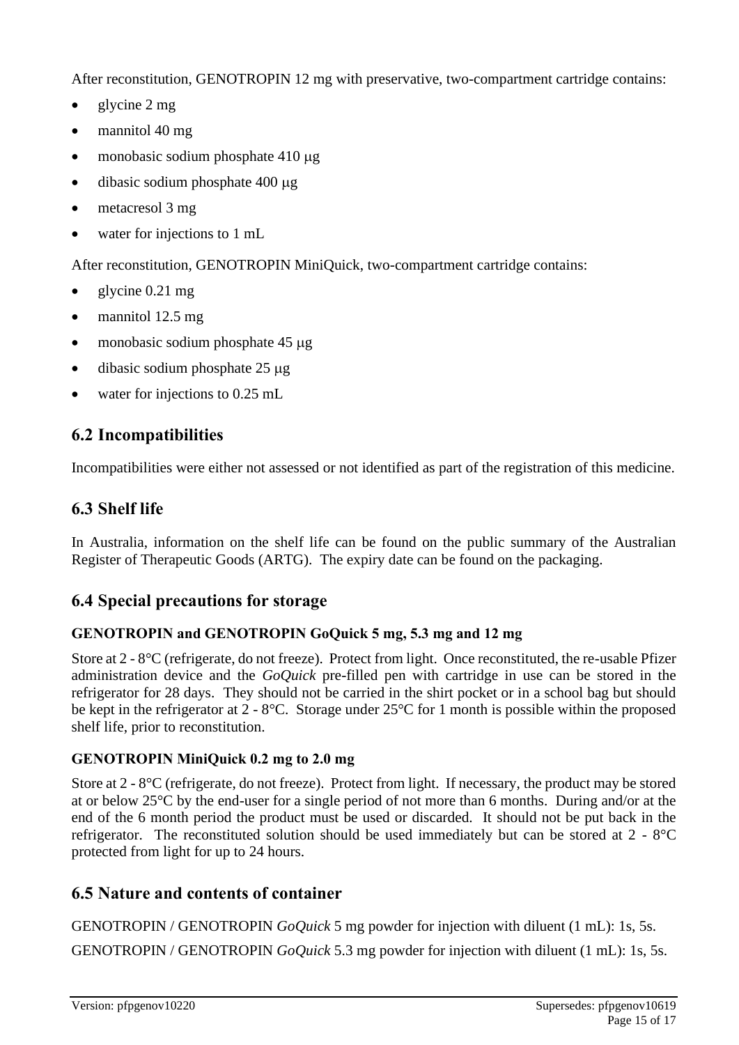After reconstitution, GENOTROPIN 12 mg with preservative, two-compartment cartridge contains:

- glycine 2 mg
- mannitol 40 mg
- monobasic sodium phosphate 410 μg
- dibasic sodium phosphate 400 μg
- metacresol 3 mg
- water for injections to 1 mL

After reconstitution, GENOTROPIN MiniQuick, two-compartment cartridge contains:

- glycine 0.21 mg
- mannitol 12.5 mg
- monobasic sodium phosphate 45 μg
- dibasic sodium phosphate 25 μg
- water for injections to 0.25 mL

## 6.2 Incompatibilities

Incompatibilities were either not assessed or not identified as part of the registration of this medicine.

## 6.3 Shelf life

In Australia, information on the shelf life can be found on the public summary of the Australian Register of Therapeutic Goods (ARTG). The expiry date can be found on the packaging.

## 6.4 Special precautions for storage

### GENOTROPIN and GENOTROPIN GoQuick 5 mg, 5.3 mg and 12 mg

Store at 2 - 8°C (refrigerate, do not freeze). Protect from light. Once reconstituted, the re-usable Pfizer administration device and the *GoQuick* pre-filled pen with cartridge in use can be stored in the refrigerator for 28 days. They should not be carried in the shirt pocket or in a school bag but should be kept in the refrigerator at 2 - 8°C. Storage under 25°C for 1 month is possible within the proposed shelf life, prior to reconstitution.

### GENOTROPIN MiniQuick 0.2 mg to 2.0 mg

Store at 2 - 8°C (refrigerate, do not freeze). Protect from light. If necessary, the product may be stored at or below 25°C by the end-user for a single period of not more than 6 months. During and/or at the end of the 6 month period the product must be used or discarded. It should not be put back in the refrigerator. The reconstituted solution should be used immediately but can be stored at 2 - 8°C protected from light for up to 24 hours.

## 6.5 Nature and contents of container

GENOTROPIN / GENOTROPIN *GoQuick* 5 mg powder for injection with diluent (1 mL): 1s, 5s.

GENOTROPIN / GENOTROPIN *GoQuick* 5.3 mg powder for injection with diluent (1 mL): 1s, 5s.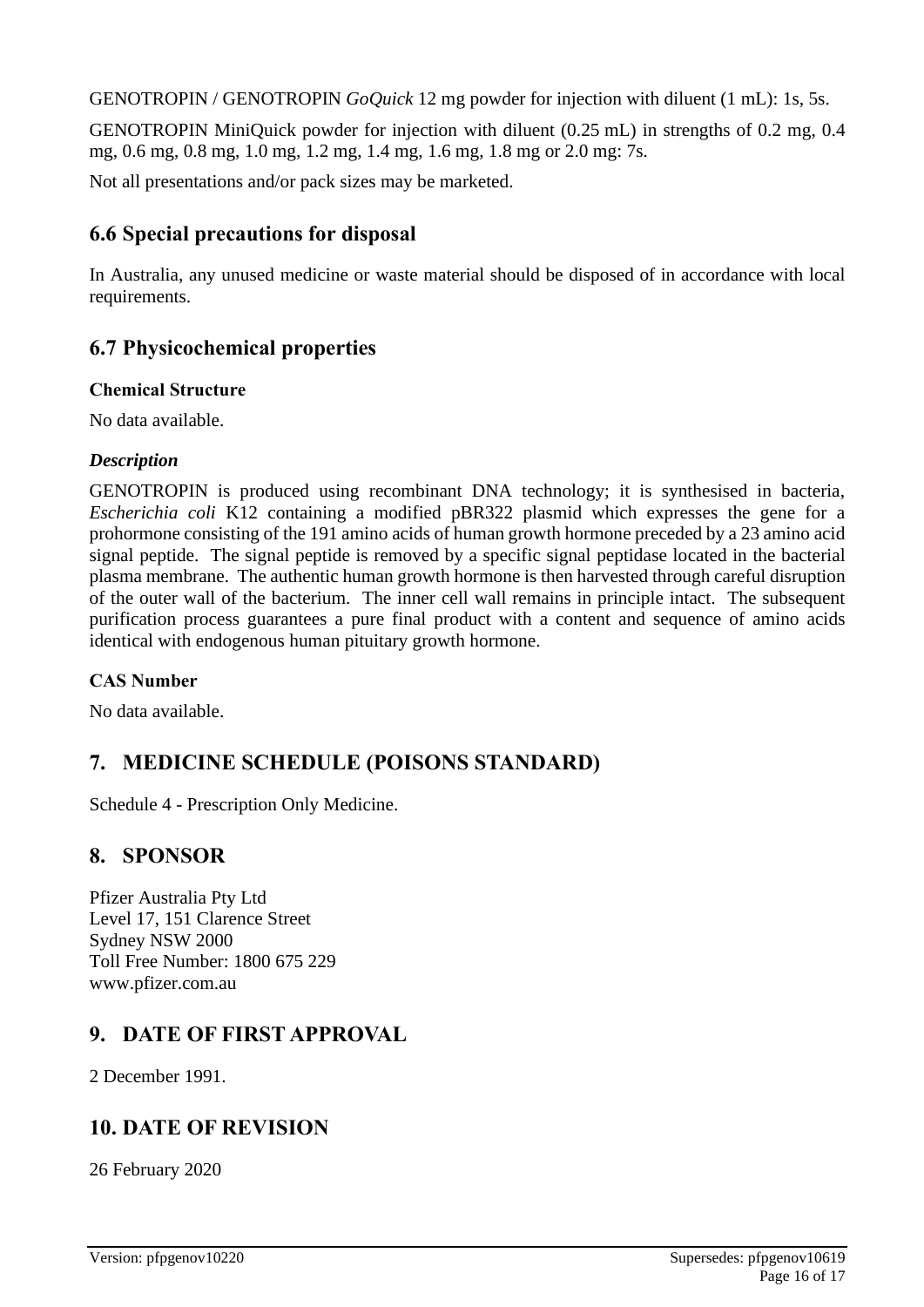GENOTROPIN / GENOTROPIN *GoQuick* 12 mg powder for injection with diluent (1 mL): 1s, 5s.

GENOTROPIN MiniQuick powder for injection with diluent (0.25 mL) in strengths of 0.2 mg, 0.4 mg, 0.6 mg, 0.8 mg, 1.0 mg, 1.2 mg, 1.4 mg, 1.6 mg, 1.8 mg or 2.0 mg: 7s.

Not all presentations and/or pack sizes may be marketed.

## 6.6 Special precautions for disposal

In Australia, any unused medicine or waste material should be disposed of in accordance with local requirements.

## 6.7 Physicochemical properties

**Chemical Structure**

No data available.

***Description***

GENOTROPIN is produced using recombinant DNA technology; it is synthesised in bacteria, *Escherichia coli* K12 containing a modified pBR322 plasmid which expresses the gene for a prohormone consisting of the 191 amino acids of human growth hormone preceded by a 23 amino acid signal peptide. The signal peptide is removed by a specific signal peptidase located in the bacterial plasma membrane. The authentic human growth hormone is then harvested through careful disruption of the outer wall of the bacterium. The inner cell wall remains in principle intact. The subsequent purification process guarantees a pure final product with a content and sequence of amino acids identical with endogenous human pituitary growth hormone.

**CAS Number**

No data available.

# 7. MEDICINE SCHEDULE (POISONS STANDARD)

Schedule 4 - Prescription Only Medicine.

# 8. SPONSOR

Pfizer Australia Pty Ltd
Level 17, 151 Clarence Street
Sydney NSW 2000
Toll Free Number: 1800 675 229
www.pfizer.com.au

# 9. DATE OF FIRST APPROVAL

2 December 1991.

# 10. DATE OF REVISION

26 February 2020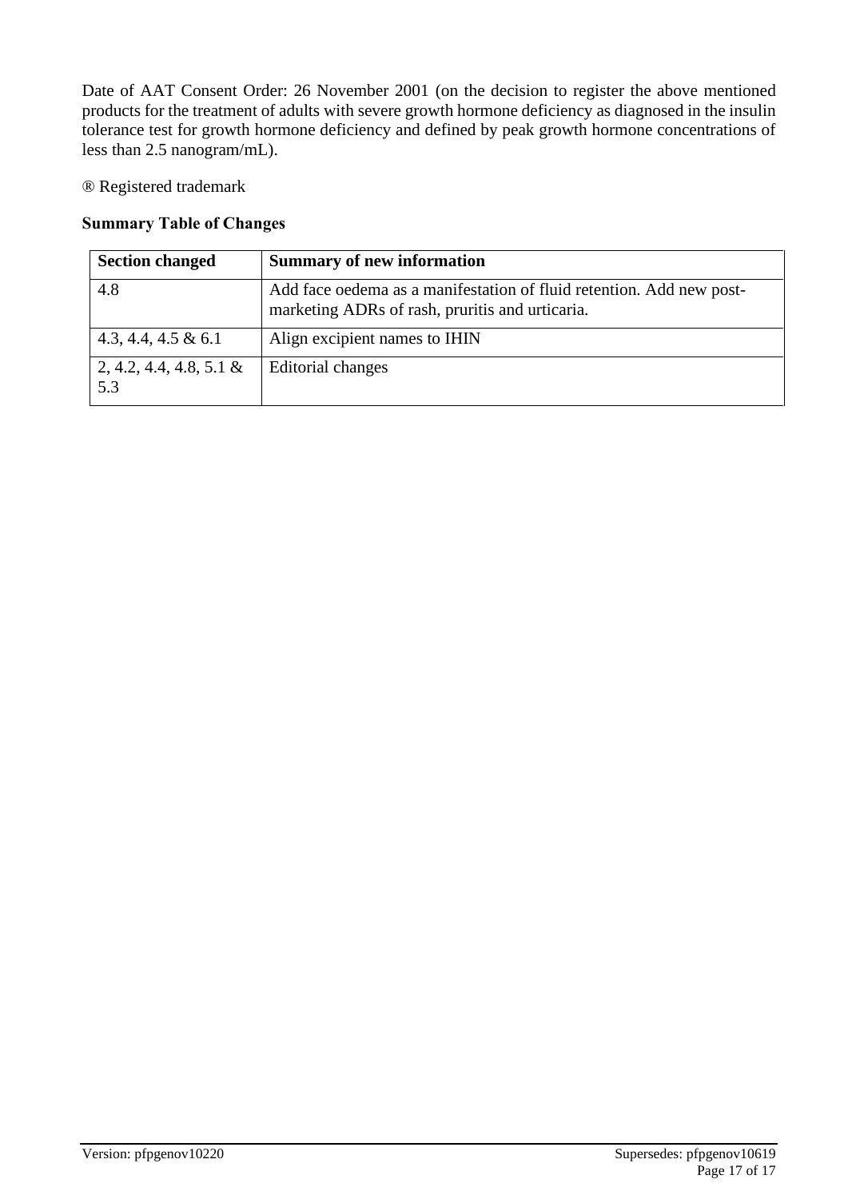Date of AAT Consent Order: 26 November 2001 (on the decision to register the above mentioned products for the treatment of adults with severe growth hormone deficiency as diagnosed in the insulin tolerance test for growth hormone deficiency and defined by peak growth hormone concentrations of less than 2.5 nanogram/mL).

® Registered trademark

**Summary Table of Changes**

| Section changed | Summary of new information |
|---|---|
| 4.8 | Add face oedema as a manifestation of fluid retention. Add new post-marketing ADRs of rash, pruritis and urticaria. |
| 4.3, 4.4, 4.5 & 6.1 | Align excipient names to IHIN |
| 2, 4.2, 4.4, 4.8, 5.1 & 5.3 | Editorial changes |

Version: pfpgenov10220 | Supersedes: pfpgenov10619